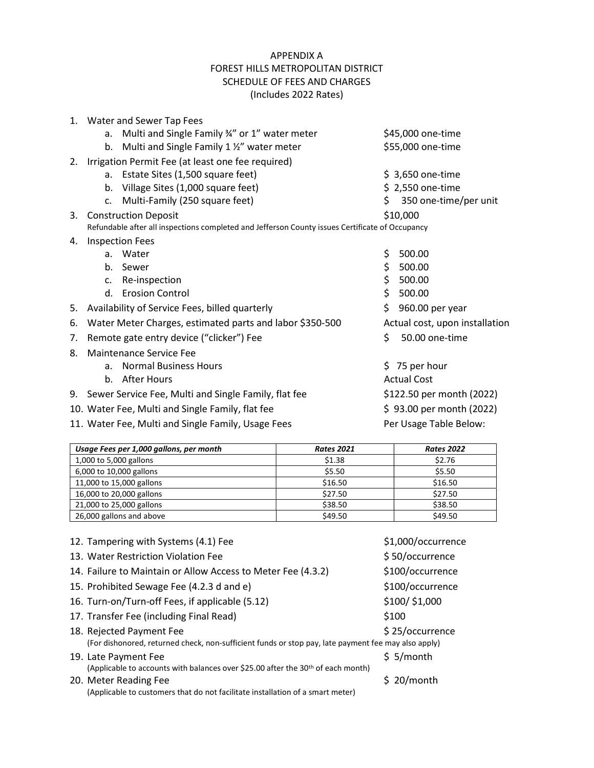# APPENDIX A
# FOREST HILLS METROPOLITAN DISTRICT
## SCHEDULE OF FEES AND CHARGES
### (Includes 2022 Rates)

1. Water and Sewer Tap Fees
   a. Multi and Single Family ¾" or 1" water meter — $45,000 one-time
   b. Multi and Single Family 1 ½" water meter — $55,000 one-time
2. Irrigation Permit Fee (at least one fee required)
   a. Estate Sites (1,500 square feet) — $ 3,650 one-time
   b. Village Sites (1,000 square feet) — $ 2,550 one-time
   c. Multi-Family (250 square feet) — $ 350 one-time/per unit
3. Construction Deposit — $10,000
   Refundable after all inspections completed and Jefferson County issues Certificate of Occupancy
4. Inspection Fees
   a. Water — $ 500.00
   b. Sewer — $ 500.00
   c. Re-inspection — $ 500.00
   d. Erosion Control — $ 500.00
5. Availability of Service Fees, billed quarterly — $ 960.00 per year
6. Water Meter Charges, estimated parts and labor $350-500 — Actual cost, upon installation
7. Remote gate entry device ("clicker") Fee — $ 50.00 one-time
8. Maintenance Service Fee
   a. Normal Business Hours — $ 75 per hour
   b. After Hours — Actual Cost
9. Sewer Service Fee, Multi and Single Family, flat fee — $122.50 per month (2022)
10. Water Fee, Multi and Single Family, flat fee — $ 93.00 per month (2022)
11. Water Fee, Multi and Single Family, Usage Fees — Per Usage Table Below:

| *Usage Fees per 1,000 gallons, per month* | *Rates 2021* | *Rates 2022* |
|---|---|---|
| 1,000 to 5,000 gallons | $1.38 | $2.76 |
| 6,000 to 10,000 gallons | $5.50 | $5.50 |
| 11,000 to 15,000 gallons | $16.50 | $16.50 |
| 16,000 to 20,000 gallons | $27.50 | $27.50 |
| 21,000 to 25,000 gallons | $38.50 | $38.50 |
| 26,000 gallons and above | $49.50 | $49.50 |

12. Tampering with Systems (4.1) Fee — $1,000/occurrence
13. Water Restriction Violation Fee — $ 50/occurrence
14. Failure to Maintain or Allow Access to Meter Fee (4.3.2) — $100/occurrence
15. Prohibited Sewage Fee (4.2.3 d and e) — $100/occurrence
16. Turn-on/Turn-off Fees, if applicable (5.12) — $100/ $1,000
17. Transfer Fee (including Final Read) — $100
18. Rejected Payment Fee — $ 25/occurrence
    (For dishonored, returned check, non-sufficient funds or stop pay, late payment fee may also apply)
19. Late Payment Fee — $ 5/month
    (Applicable to accounts with balances over $25.00 after the 30th of each month)
20. Meter Reading Fee — $ 20/month
    (Applicable to customers that do not facilitate installation of a smart meter)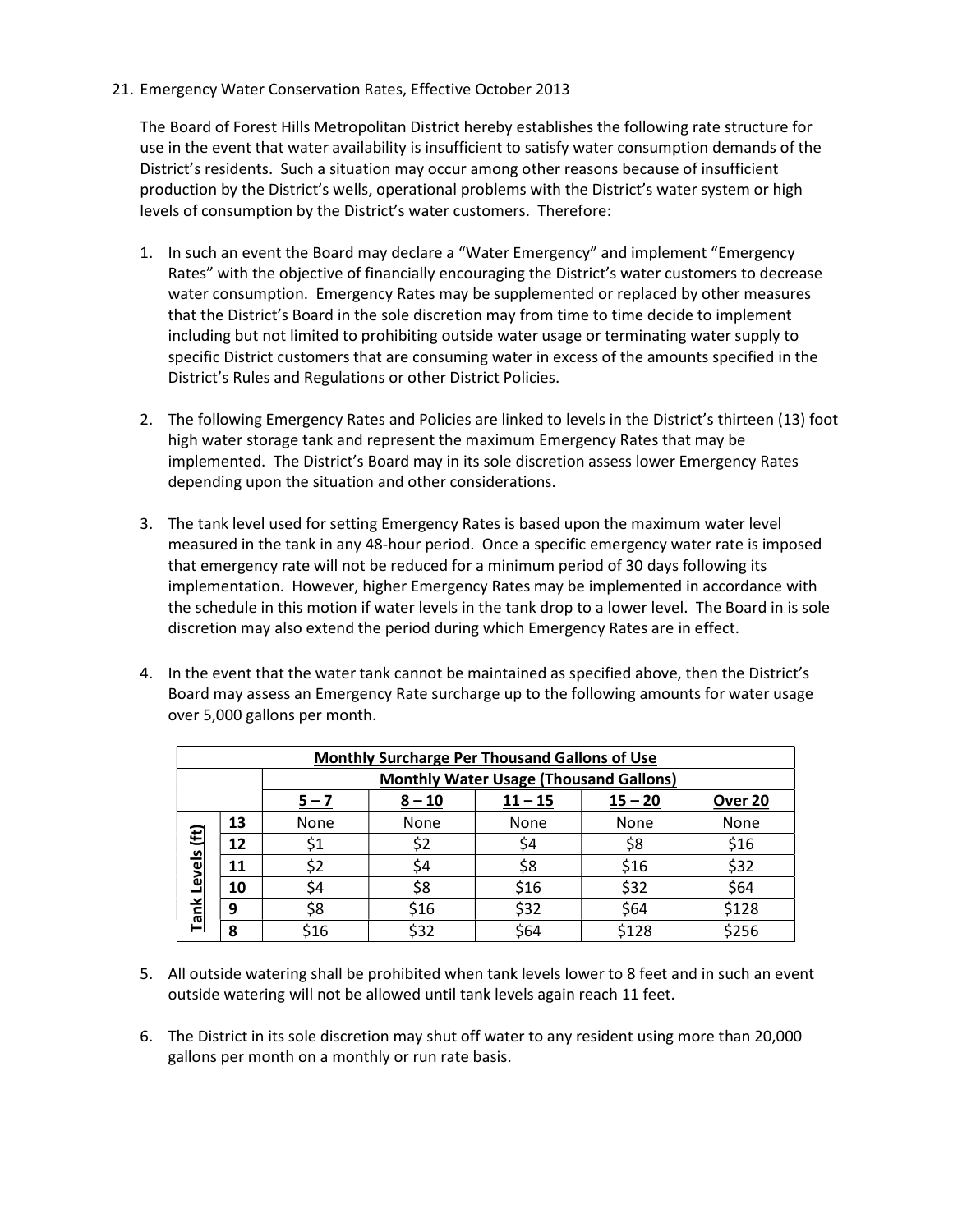21. Emergency Water Conservation Rates, Effective October 2013

The Board of Forest Hills Metropolitan District hereby establishes the following rate structure for use in the event that water availability is insufficient to satisfy water consumption demands of the District's residents. Such a situation may occur among other reasons because of insufficient production by the District's wells, operational problems with the District's water system or high levels of consumption by the District's water customers. Therefore:

1. In such an event the Board may declare a "Water Emergency" and implement "Emergency Rates" with the objective of financially encouraging the District's water customers to decrease water consumption. Emergency Rates may be supplemented or replaced by other measures that the District's Board in the sole discretion may from time to time decide to implement including but not limited to prohibiting outside water usage or terminating water supply to specific District customers that are consuming water in excess of the amounts specified in the District's Rules and Regulations or other District Policies.

2. The following Emergency Rates and Policies are linked to levels in the District's thirteen (13) foot high water storage tank and represent the maximum Emergency Rates that may be implemented. The District's Board may in its sole discretion assess lower Emergency Rates depending upon the situation and other considerations.

3. The tank level used for setting Emergency Rates is based upon the maximum water level measured in the tank in any 48-hour period. Once a specific emergency water rate is imposed that emergency rate will not be reduced for a minimum period of 30 days following its implementation. However, higher Emergency Rates may be implemented in accordance with the schedule in this motion if water levels in the tank drop to a lower level. The Board in is sole discretion may also extend the period during which Emergency Rates are in effect.

4. In the event that the water tank cannot be maintained as specified above, then the District's Board may assess an Emergency Rate surcharge up to the following amounts for water usage over 5,000 gallons per month.

| Monthly Surcharge Per Thousand Gallons of Use | | | | | | |
|---|---|---|---|---|---|---|
| | | Monthly Water Usage (Thousand Gallons) | | | | |
| | | 5 – 7 | 8 – 10 | 11 – 15 | 15 – 20 | Over 20 |
| Tank Levels (ft) | 13 | None | None | None | None | None |
| | 12 | $1 | $2 | $4 | $8 | $16 |
| | 11 | $2 | $4 | $8 | $16 | $32 |
| | 10 | $4 | $8 | $16 | $32 | $64 |
| | 9 | $8 | $16 | $32 | $64 | $128 |
| | 8 | $16 | $32 | $64 | $128 | $256 |

5. All outside watering shall be prohibited when tank levels lower to 8 feet and in such an event outside watering will not be allowed until tank levels again reach 11 feet.

6. The District in its sole discretion may shut off water to any resident using more than 20,000 gallons per month on a monthly or run rate basis.